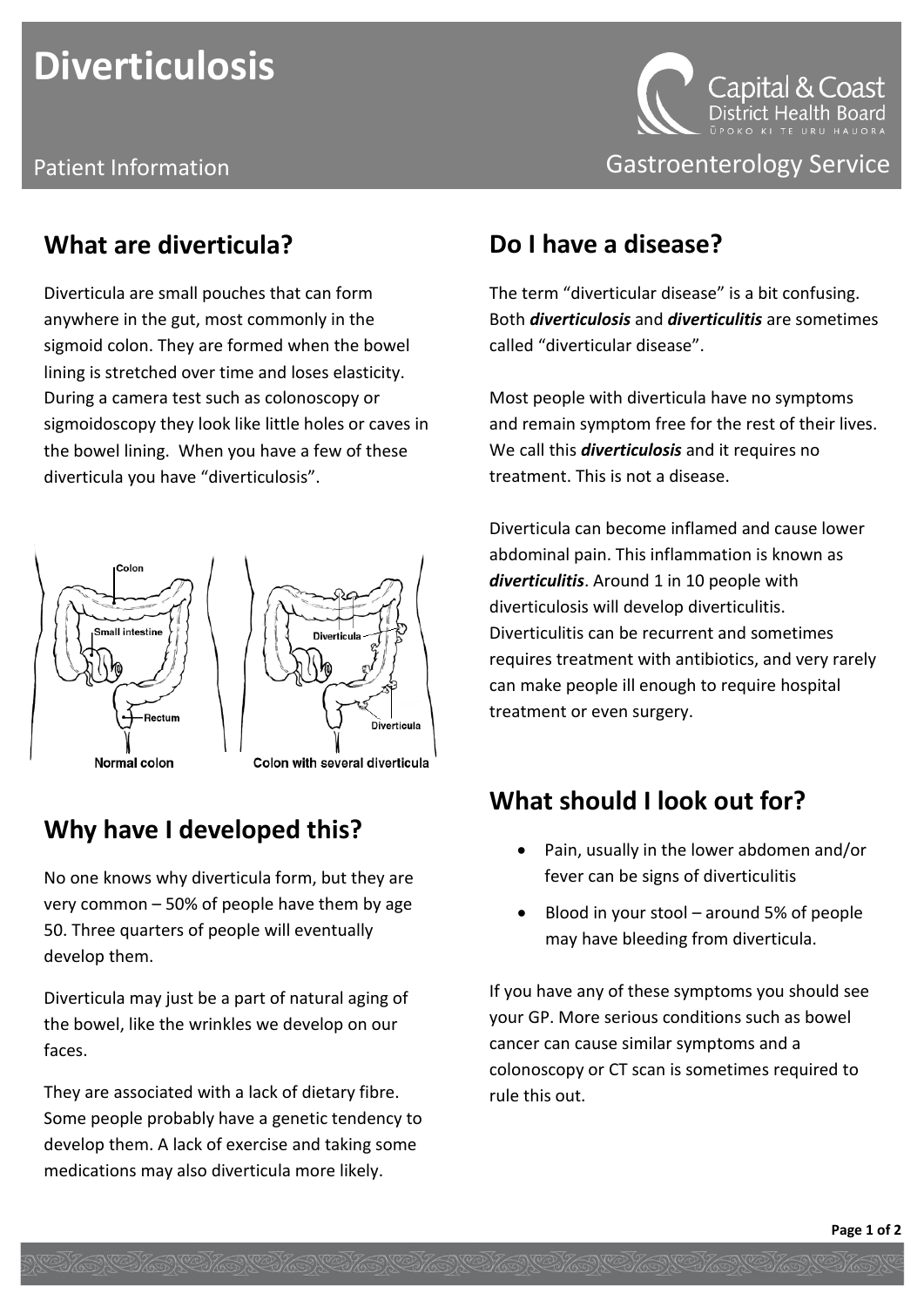# Diverticulosis

Patient Information

Capital & Coast District Health Board
ŪPOKO KI TE URU HAUORA

Gastroenterology Service

## What are diverticula?

Diverticula are small pouches that can form anywhere in the gut, most commonly in the sigmoid colon. They are formed when the bowel lining is stretched over time and loses elasticity. During a camera test such as colonoscopy or sigmoidoscopy they look like little holes or caves in the bowel lining. When you have a few of these diverticula you have "diverticulosis".

Normal colon — Colon with several diverticula

## Why have I developed this?

No one knows why diverticula form, but they are very common – 50% of people have them by age 50. Three quarters of people will eventually develop them.

Diverticula may just be a part of natural aging of the bowel, like the wrinkles we develop on our faces.

They are associated with a lack of dietary fibre. Some people probably have a genetic tendency to develop them. A lack of exercise and taking some medications may also diverticula more likely.

## Do I have a disease?

The term "diverticular disease" is a bit confusing. Both ***diverticulosis*** and ***diverticulitis*** are sometimes called "diverticular disease".

Most people with diverticula have no symptoms and remain symptom free for the rest of their lives. We call this ***diverticulosis*** and it requires no treatment. This is not a disease.

Diverticula can become inflamed and cause lower abdominal pain. This inflammation is known as ***diverticulitis***. Around 1 in 10 people with diverticulosis will develop diverticulitis. Diverticulitis can be recurrent and sometimes requires treatment with antibiotics, and very rarely can make people ill enough to require hospital treatment or even surgery.

## What should I look out for?

- Pain, usually in the lower abdomen and/or fever can be signs of diverticulitis
- Blood in your stool – around 5% of people may have bleeding from diverticula.

If you have any of these symptoms you should see your GP. More serious conditions such as bowel cancer can cause similar symptoms and a colonoscopy or CT scan is sometimes required to rule this out.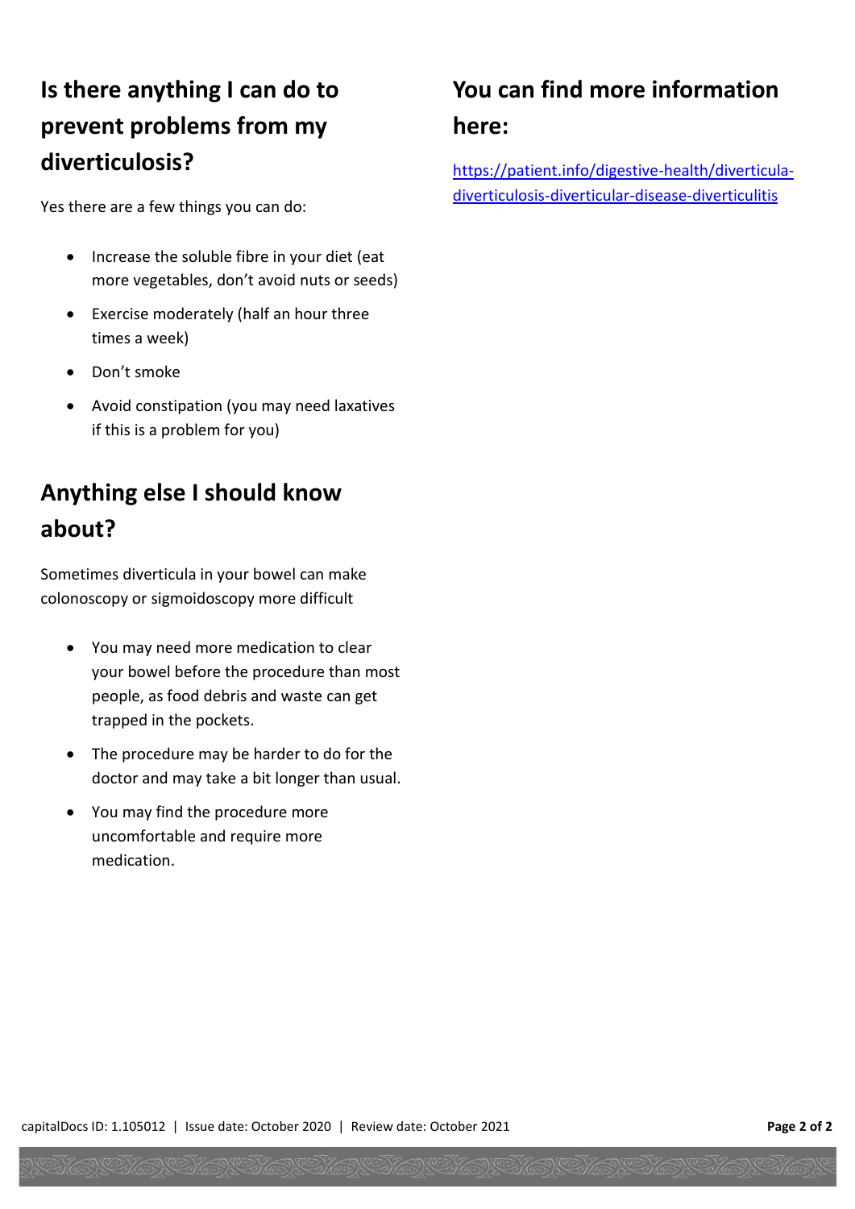## Is there anything I can do to prevent problems from my diverticulosis?

Yes there are a few things you can do:

- Increase the soluble fibre in your diet (eat more vegetables, don't avoid nuts or seeds)
- Exercise moderately (half an hour three times a week)
- Don't smoke
- Avoid constipation (you may need laxatives if this is a problem for you)

## Anything else I should know about?

Sometimes diverticula in your bowel can make colonoscopy or sigmoidoscopy more difficult

- You may need more medication to clear your bowel before the procedure than most people, as food debris and waste can get trapped in the pockets.
- The procedure may be harder to do for the doctor and may take a bit longer than usual.
- You may find the procedure more uncomfortable and require more medication.

## You can find more information here:

https://patient.info/digestive-health/diverticula-diverticulosis-diverticular-disease-diverticulitis

capitalDocs ID: 1.105012 | Issue date: October 2020 | Review date: October 2021